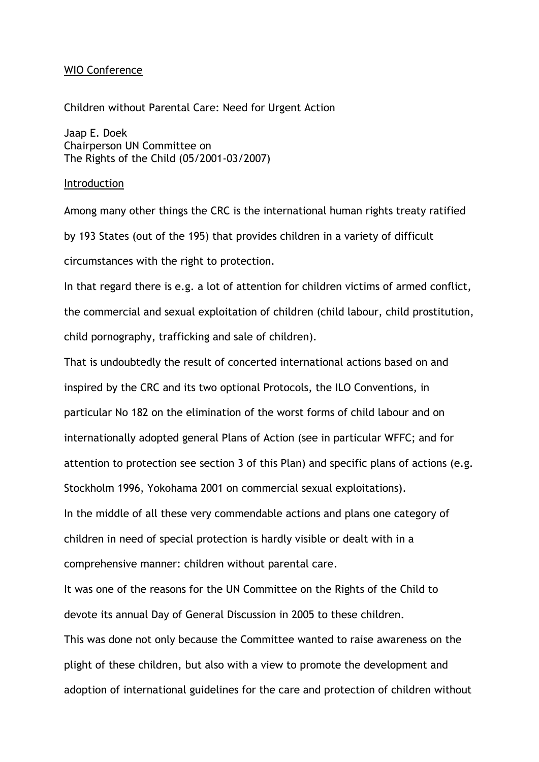WIO Conference

Children without Parental Care: Need for Urgent Action

Jaap E. Doek
Chairperson UN Committee on
The Rights of the Child (05/2001-03/2007)

## Introduction

Among many other things the CRC is the international human rights treaty ratified by 193 States (out of the 195) that provides children in a variety of difficult circumstances with the right to protection.

In that regard there is e.g. a lot of attention for children victims of armed conflict, the commercial and sexual exploitation of children (child labour, child prostitution, child pornography, trafficking and sale of children).

That is undoubtedly the result of concerted international actions based on and inspired by the CRC and its two optional Protocols, the ILO Conventions, in particular No 182 on the elimination of the worst forms of child labour and on internationally adopted general Plans of Action (see in particular WFFC; and for attention to protection see section 3 of this Plan) and specific plans of actions (e.g. Stockholm 1996, Yokohama 2001 on commercial sexual exploitations).

In the middle of all these very commendable actions and plans one category of children in need of special protection is hardly visible or dealt with in a comprehensive manner: children without parental care.

It was one of the reasons for the UN Committee on the Rights of the Child to devote its annual Day of General Discussion in 2005 to these children.

This was done not only because the Committee wanted to raise awareness on the plight of these children, but also with a view to promote the development and adoption of international guidelines for the care and protection of children without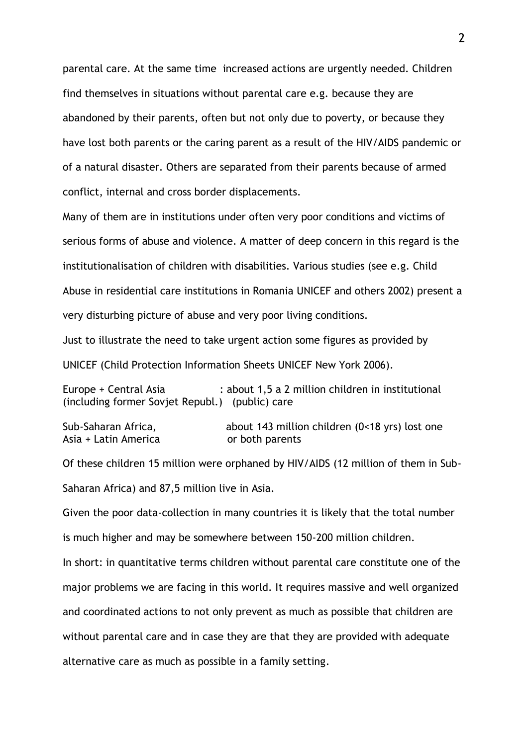parental care. At the same time increased actions are urgently needed. Children find themselves in situations without parental care e.g. because they are abandoned by their parents, often but not only due to poverty, or because they have lost both parents or the caring parent as a result of the HIV/AIDS pandemic or of a natural disaster. Others are separated from their parents because of armed conflict, internal and cross border displacements.

Many of them are in institutions under often very poor conditions and victims of serious forms of abuse and violence. A matter of deep concern in this regard is the institutionalisation of children with disabilities. Various studies (see e.g. Child Abuse in residential care institutions in Romania UNICEF and others 2002) present a very disturbing picture of abuse and very poor living conditions.

Just to illustrate the need to take urgent action some figures as provided by UNICEF (Child Protection Information Sheets UNICEF New York 2006).

| | |
|---|---|
| Europe + Central Asia (including former Sovjet Republ.) | : about 1,5 a 2 million children in institutional (public) care |
| Sub-Saharan Africa, Asia + Latin America | about 143 million children (0<18 yrs) lost one or both parents |

Of these children 15 million were orphaned by HIV/AIDS (12 million of them in Sub-Saharan Africa) and 87,5 million live in Asia.

Given the poor data-collection in many countries it is likely that the total number is much higher and may be somewhere between 150-200 million children.

In short: in quantitative terms children without parental care constitute one of the major problems we are facing in this world. It requires massive and well organized and coordinated actions to not only prevent as much as possible that children are without parental care and in case they are that they are provided with adequate alternative care as much as possible in a family setting.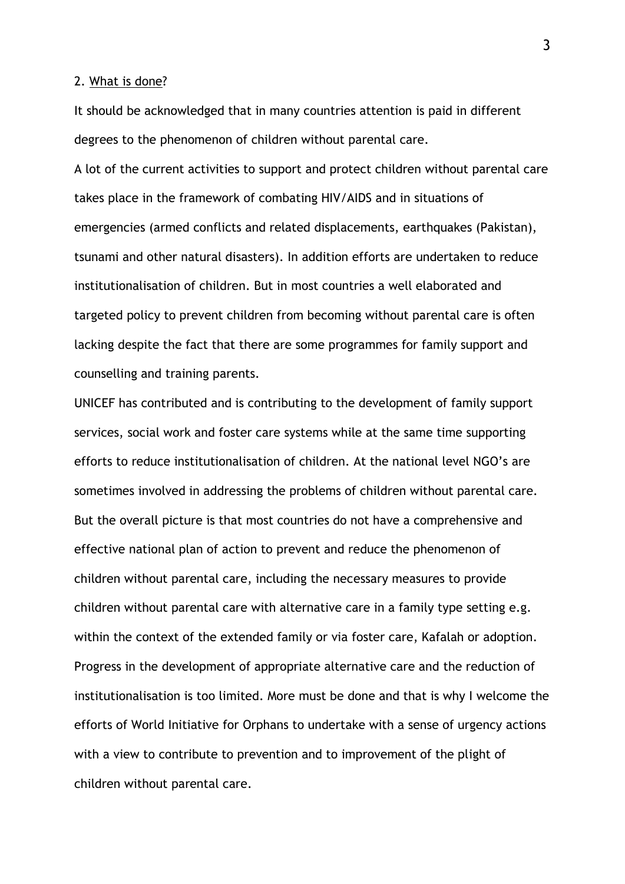2. <u>What is done</u>?

It should be acknowledged that in many countries attention is paid in different degrees to the phenomenon of children without parental care.

A lot of the current activities to support and protect children without parental care takes place in the framework of combating HIV/AIDS and in situations of emergencies (armed conflicts and related displacements, earthquakes (Pakistan), tsunami and other natural disasters). In addition efforts are undertaken to reduce institutionalisation of children. But in most countries a well elaborated and targeted policy to prevent children from becoming without parental care is often lacking despite the fact that there are some programmes for family support and counselling and training parents.

UNICEF has contributed and is contributing to the development of family support services, social work and foster care systems while at the same time supporting efforts to reduce institutionalisation of children. At the national level NGO's are sometimes involved in addressing the problems of children without parental care. But the overall picture is that most countries do not have a comprehensive and effective national plan of action to prevent and reduce the phenomenon of children without parental care, including the necessary measures to provide children without parental care with alternative care in a family type setting e.g. within the context of the extended family or via foster care, Kafalah or adoption. Progress in the development of appropriate alternative care and the reduction of institutionalisation is too limited. More must be done and that is why I welcome the efforts of World Initiative for Orphans to undertake with a sense of urgency actions with a view to contribute to prevention and to improvement of the plight of children without parental care.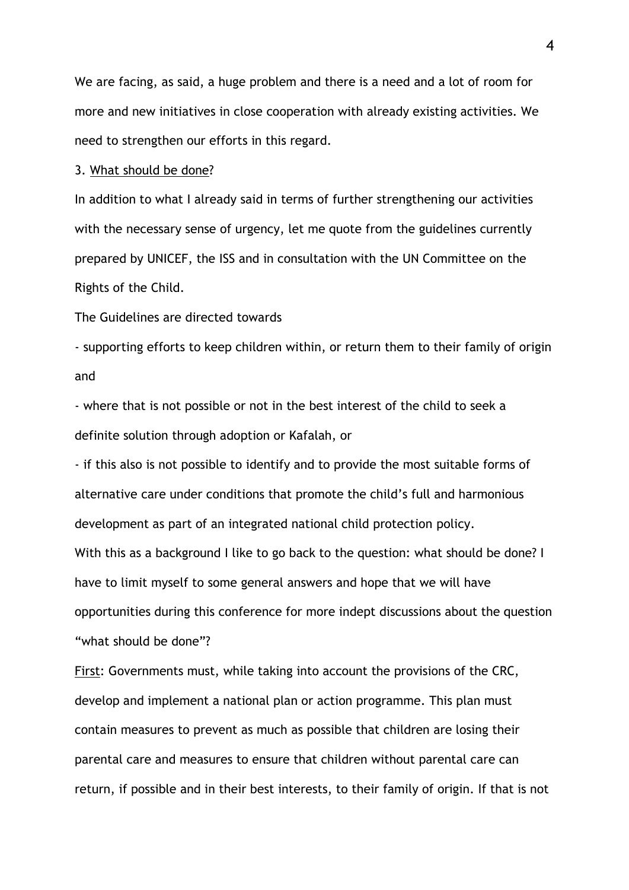We are facing, as said, a huge problem and there is a need and a lot of room for more and new initiatives in close cooperation with already existing activities. We need to strengthen our efforts in this regard.

3. What should be done?

In addition to what I already said in terms of further strengthening our activities with the necessary sense of urgency, let me quote from the guidelines currently prepared by UNICEF, the ISS and in consultation with the UN Committee on the Rights of the Child.

The Guidelines are directed towards

- supporting efforts to keep children within, or return them to their family of origin and
- where that is not possible or not in the best interest of the child to seek a definite solution through adoption or Kafalah, or
- if this also is not possible to identify and to provide the most suitable forms of alternative care under conditions that promote the child's full and harmonious development as part of an integrated national child protection policy.

With this as a background I like to go back to the question: what should be done? I have to limit myself to some general answers and hope that we will have opportunities during this conference for more indept discussions about the question "what should be done"?

First: Governments must, while taking into account the provisions of the CRC, develop and implement a national plan or action programme. This plan must contain measures to prevent as much as possible that children are losing their parental care and measures to ensure that children without parental care can return, if possible and in their best interests, to their family of origin. If that is not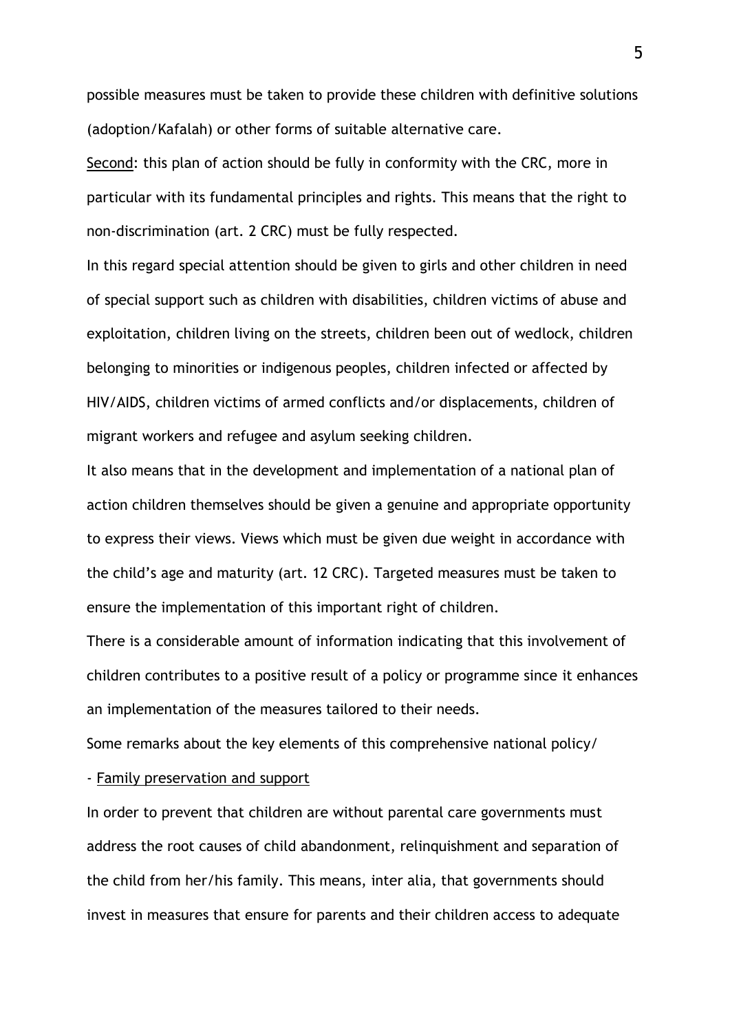possible measures must be taken to provide these children with definitive solutions (adoption/Kafalah) or other forms of suitable alternative care.

Second: this plan of action should be fully in conformity with the CRC, more in particular with its fundamental principles and rights. This means that the right to non-discrimination (art. 2 CRC) must be fully respected.

In this regard special attention should be given to girls and other children in need of special support such as children with disabilities, children victims of abuse and exploitation, children living on the streets, children been out of wedlock, children belonging to minorities or indigenous peoples, children infected or affected by HIV/AIDS, children victims of armed conflicts and/or displacements, children of migrant workers and refugee and asylum seeking children.

It also means that in the development and implementation of a national plan of action children themselves should be given a genuine and appropriate opportunity to express their views. Views which must be given due weight in accordance with the child's age and maturity (art. 12 CRC). Targeted measures must be taken to ensure the implementation of this important right of children.

There is a considerable amount of information indicating that this involvement of children contributes to a positive result of a policy or programme since it enhances an implementation of the measures tailored to their needs.

Some remarks about the key elements of this comprehensive national policy/

- Family preservation and support

In order to prevent that children are without parental care governments must address the root causes of child abandonment, relinquishment and separation of the child from her/his family. This means, inter alia, that governments should invest in measures that ensure for parents and their children access to adequate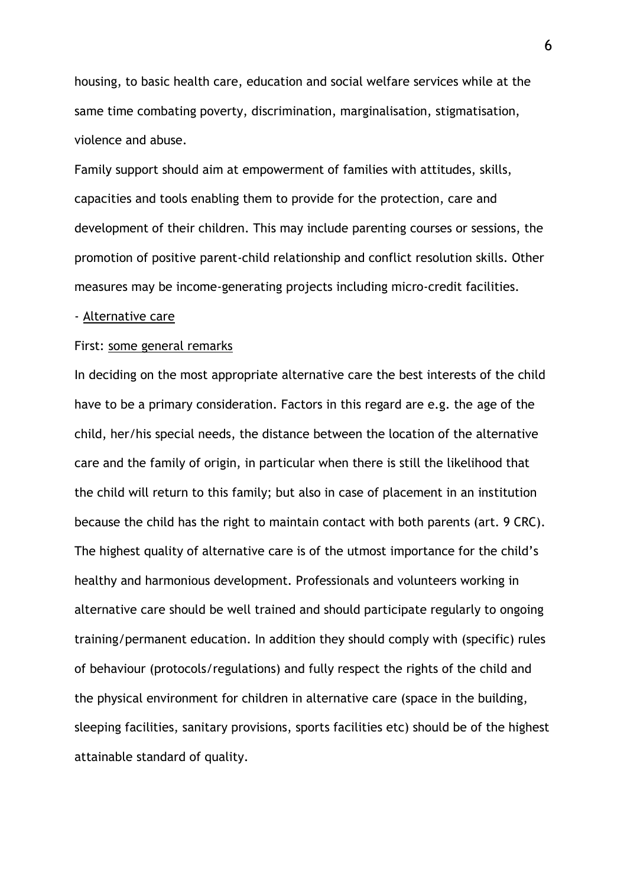housing, to basic health care, education and social welfare services while at the same time combating poverty, discrimination, marginalisation, stigmatisation, violence and abuse.

Family support should aim at empowerment of families with attitudes, skills, capacities and tools enabling them to provide for the protection, care and development of their children. This may include parenting courses or sessions, the promotion of positive parent-child relationship and conflict resolution skills. Other measures may be income-generating projects including micro-credit facilities.

- <u>Alternative care</u>

First: <u>some general remarks</u>

In deciding on the most appropriate alternative care the best interests of the child have to be a primary consideration. Factors in this regard are e.g. the age of the child, her/his special needs, the distance between the location of the alternative care and the family of origin, in particular when there is still the likelihood that the child will return to this family; but also in case of placement in an institution because the child has the right to maintain contact with both parents (art. 9 CRC). The highest quality of alternative care is of the utmost importance for the child's healthy and harmonious development. Professionals and volunteers working in alternative care should be well trained and should participate regularly to ongoing training/permanent education. In addition they should comply with (specific) rules of behaviour (protocols/regulations) and fully respect the rights of the child and the physical environment for children in alternative care (space in the building, sleeping facilities, sanitary provisions, sports facilities etc) should be of the highest attainable standard of quality.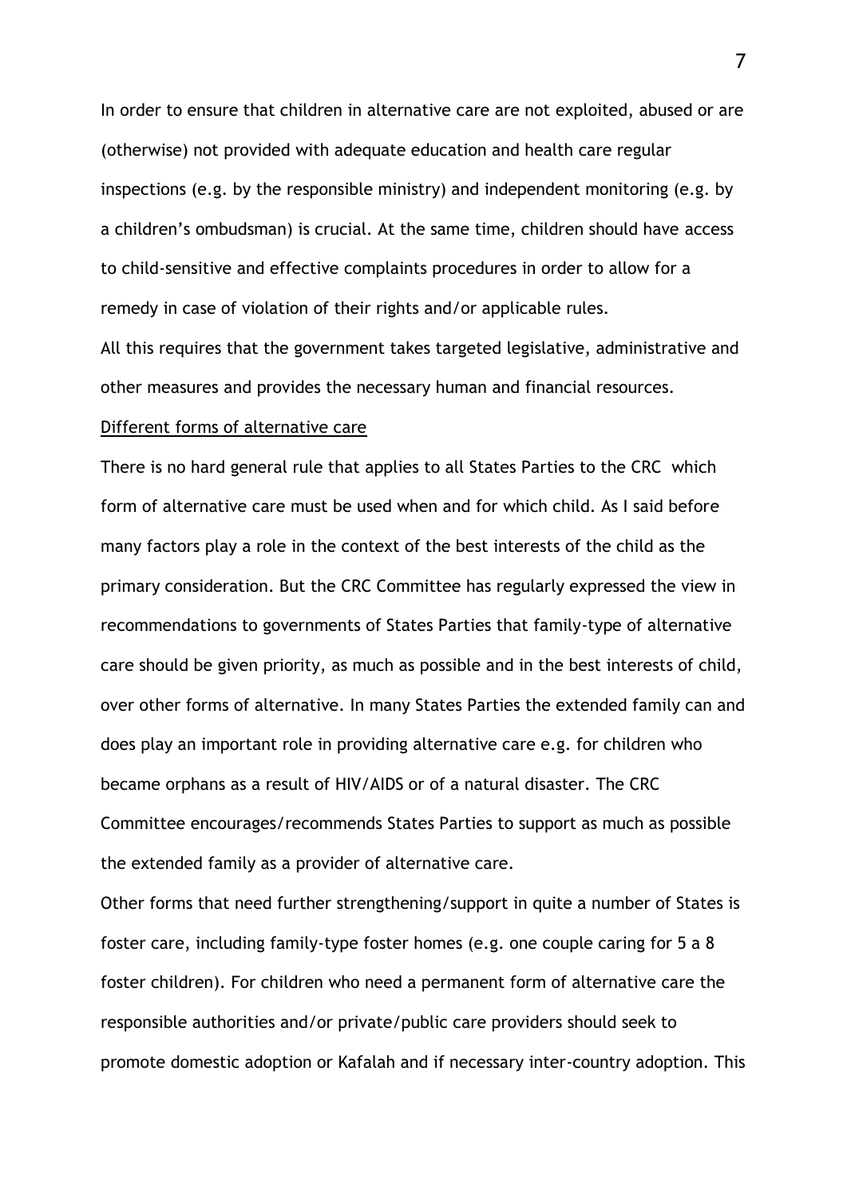In order to ensure that children in alternative care are not exploited, abused or are (otherwise) not provided with adequate education and health care regular inspections (e.g. by the responsible ministry) and independent monitoring (e.g. by a children's ombudsman) is crucial. At the same time, children should have access to child-sensitive and effective complaints procedures in order to allow for a remedy in case of violation of their rights and/or applicable rules.

All this requires that the government takes targeted legislative, administrative and other measures and provides the necessary human and financial resources.

<u>Different forms of alternative care</u>

There is no hard general rule that applies to all States Parties to the CRC which form of alternative care must be used when and for which child. As I said before many factors play a role in the context of the best interests of the child as the primary consideration. But the CRC Committee has regularly expressed the view in recommendations to governments of States Parties that family-type of alternative care should be given priority, as much as possible and in the best interests of child, over other forms of alternative. In many States Parties the extended family can and does play an important role in providing alternative care e.g. for children who became orphans as a result of HIV/AIDS or of a natural disaster. The CRC Committee encourages/recommends States Parties to support as much as possible the extended family as a provider of alternative care.

Other forms that need further strengthening/support in quite a number of States is foster care, including family-type foster homes (e.g. one couple caring for 5 a 8 foster children). For children who need a permanent form of alternative care the responsible authorities and/or private/public care providers should seek to promote domestic adoption or Kafalah and if necessary inter-country adoption. This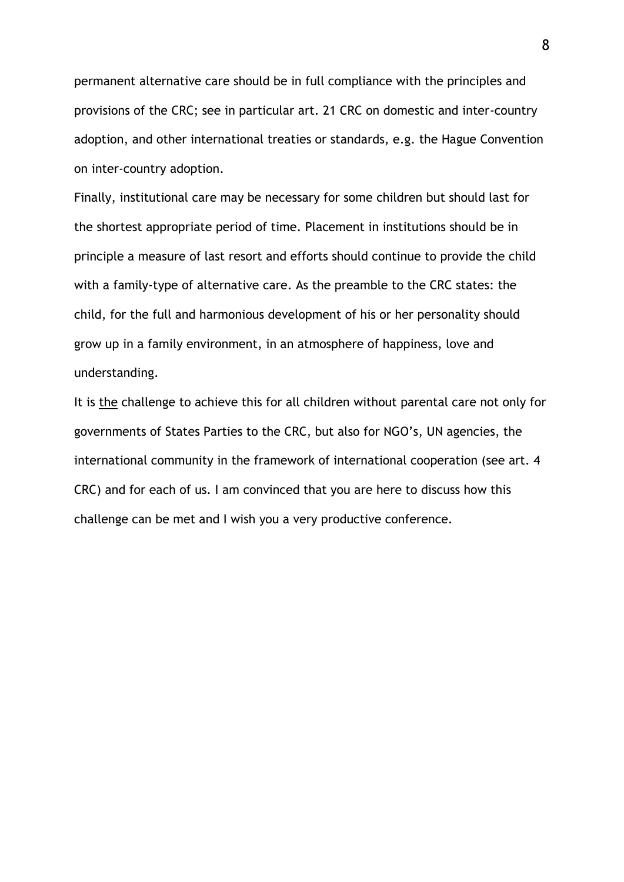permanent alternative care should be in full compliance with the principles and provisions of the CRC; see in particular art. 21 CRC on domestic and inter-country adoption, and other international treaties or standards, e.g. the Hague Convention on inter-country adoption.

Finally, institutional care may be necessary for some children but should last for the shortest appropriate period of time. Placement in institutions should be in principle a measure of last resort and efforts should continue to provide the child with a family-type of alternative care. As the preamble to the CRC states: the child, for the full and harmonious development of his or her personality should grow up in a family environment, in an atmosphere of happiness, love and understanding.

It is <u>the</u> challenge to achieve this for all children without parental care not only for governments of States Parties to the CRC, but also for NGO's, UN agencies, the international community in the framework of international cooperation (see art. 4 CRC) and for each of us. I am convinced that you are here to discuss how this challenge can be met and I wish you a very productive conference.